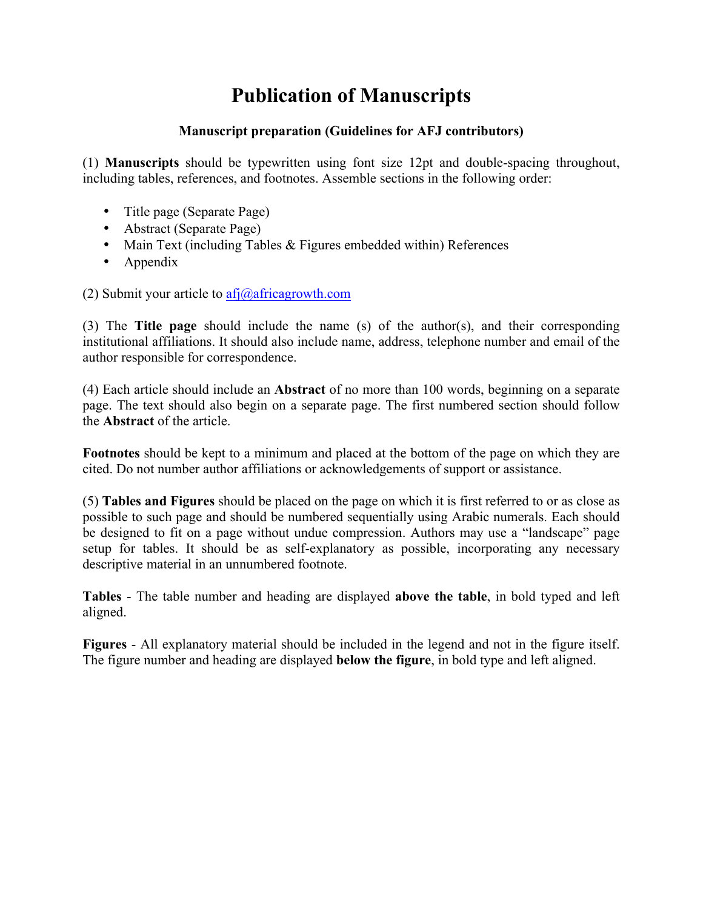# Publication of Manuscripts

### Manuscript preparation (Guidelines for AFJ contributors)

(1) **Manuscripts** should be typewritten using font size 12pt and double-spacing throughout, including tables, references, and footnotes. Assemble sections in the following order:

- Title page (Separate Page)
- Abstract (Separate Page)
- Main Text (including Tables & Figures embedded within) References
- Appendix

(2) Submit your article to afj@africagrowth.com

(3) The **Title page** should include the name (s) of the author(s), and their corresponding institutional affiliations. It should also include name, address, telephone number and email of the author responsible for correspondence.

(4) Each article should include an **Abstract** of no more than 100 words, beginning on a separate page. The text should also begin on a separate page. The first numbered section should follow the **Abstract** of the article.

**Footnotes** should be kept to a minimum and placed at the bottom of the page on which they are cited. Do not number author affiliations or acknowledgements of support or assistance.

(5) **Tables and Figures** should be placed on the page on which it is first referred to or as close as possible to such page and should be numbered sequentially using Arabic numerals. Each should be designed to fit on a page without undue compression. Authors may use a "landscape" page setup for tables. It should be as self-explanatory as possible, incorporating any necessary descriptive material in an unnumbered footnote.

**Tables** - The table number and heading are displayed **above the table**, in bold typed and left aligned.

**Figures** - All explanatory material should be included in the legend and not in the figure itself. The figure number and heading are displayed **below the figure**, in bold type and left aligned.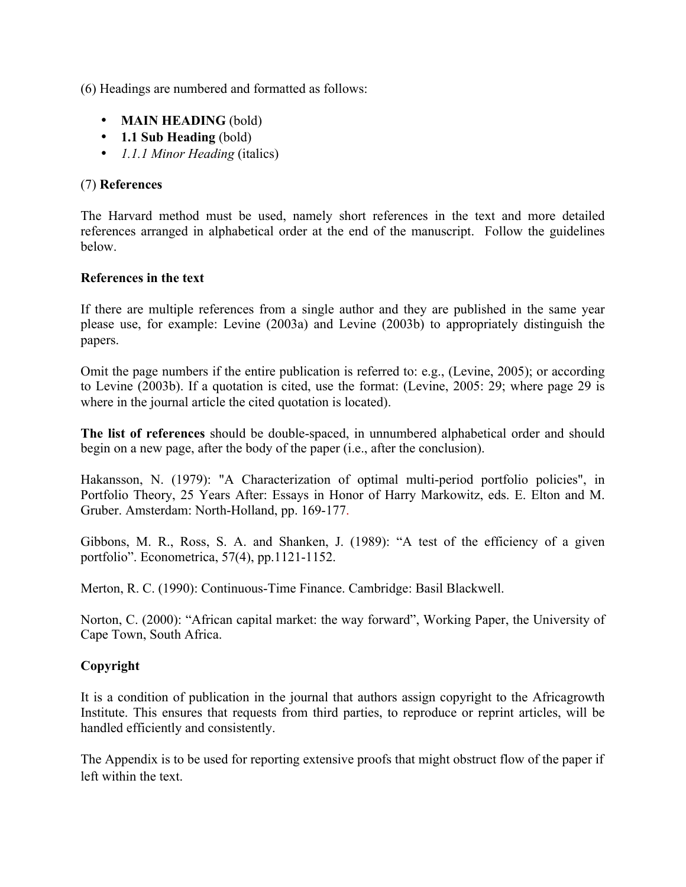(6) Headings are numbered and formatted as follows:

- **MAIN HEADING** (bold)
- **1.1 Sub Heading** (bold)
- *1.1.1 Minor Heading* (italics)

(7) **References**

The Harvard method must be used, namely short references in the text and more detailed references arranged in alphabetical order at the end of the manuscript. Follow the guidelines below.

**References in the text**

If there are multiple references from a single author and they are published in the same year please use, for example: Levine (2003a) and Levine (2003b) to appropriately distinguish the papers.

Omit the page numbers if the entire publication is referred to: e.g., (Levine, 2005); or according to Levine (2003b). If a quotation is cited, use the format: (Levine, 2005: 29; where page 29 is where in the journal article the cited quotation is located).

**The list of references** should be double-spaced, in unnumbered alphabetical order and should begin on a new page, after the body of the paper (i.e., after the conclusion).

Hakansson, N. (1979): "A Characterization of optimal multi-period portfolio policies", in Portfolio Theory, 25 Years After: Essays in Honor of Harry Markowitz, eds. E. Elton and M. Gruber. Amsterdam: North-Holland, pp. 169-177.

Gibbons, M. R., Ross, S. A. and Shanken, J. (1989): "A test of the efficiency of a given portfolio". Econometrica, 57(4), pp.1121-1152.

Merton, R. C. (1990): Continuous-Time Finance. Cambridge: Basil Blackwell.

Norton, C. (2000): "African capital market: the way forward", Working Paper, the University of Cape Town, South Africa.

**Copyright**

It is a condition of publication in the journal that authors assign copyright to the Africagrowth Institute. This ensures that requests from third parties, to reproduce or reprint articles, will be handled efficiently and consistently.

The Appendix is to be used for reporting extensive proofs that might obstruct flow of the paper if left within the text.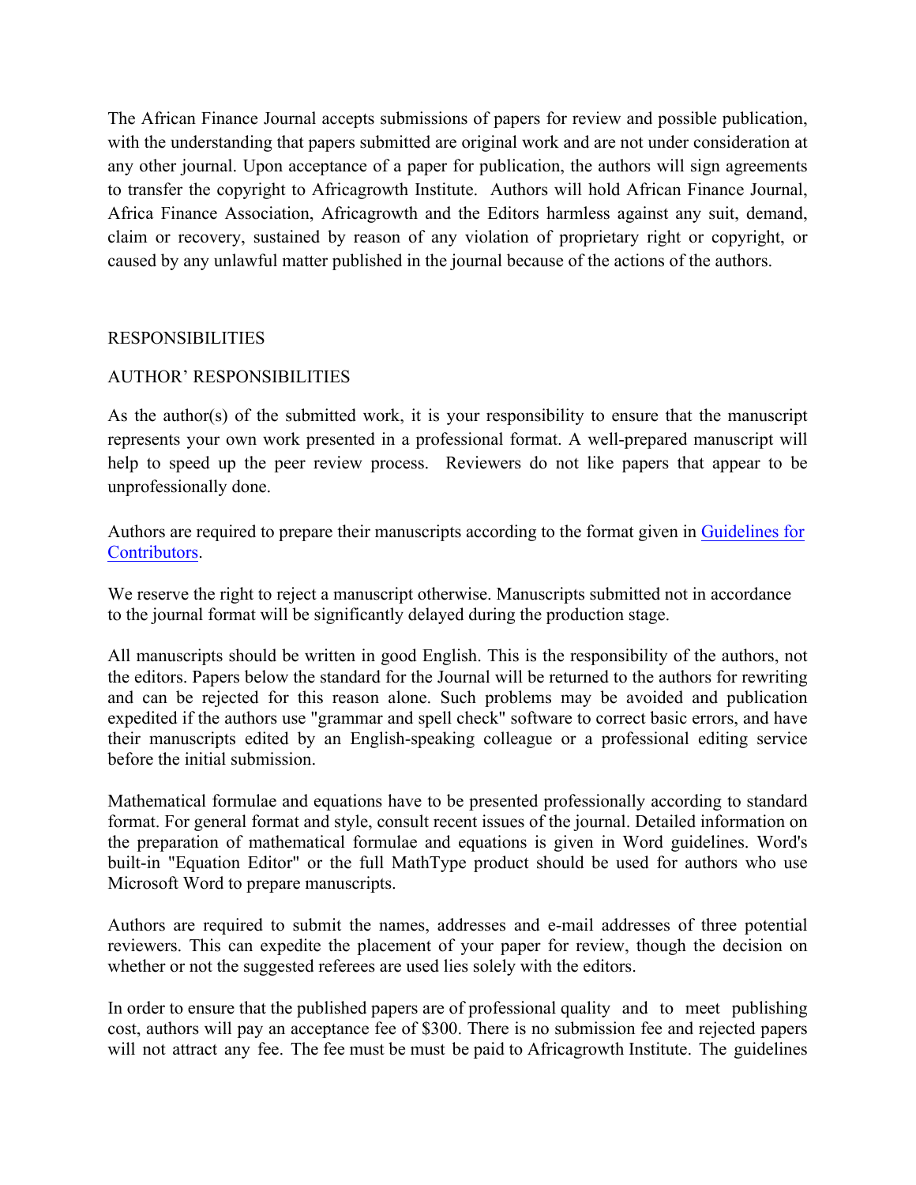The African Finance Journal accepts submissions of papers for review and possible publication, with the understanding that papers submitted are original work and are not under consideration at any other journal. Upon acceptance of a paper for publication, the authors will sign agreements to transfer the copyright to Africagrowth Institute. Authors will hold African Finance Journal, Africa Finance Association, Africagrowth and the Editors harmless against any suit, demand, claim or recovery, sustained by reason of any violation of proprietary right or copyright, or caused by any unlawful matter published in the journal because of the actions of the authors.

## RESPONSIBILITIES

### AUTHOR' RESPONSIBILITIES

As the author(s) of the submitted work, it is your responsibility to ensure that the manuscript represents your own work presented in a professional format. A well-prepared manuscript will help to speed up the peer review process. Reviewers do not like papers that appear to be unprofessionally done.

Authors are required to prepare their manuscripts according to the format given in Guidelines for Contributors.

We reserve the right to reject a manuscript otherwise. Manuscripts submitted not in accordance to the journal format will be significantly delayed during the production stage.

All manuscripts should be written in good English. This is the responsibility of the authors, not the editors. Papers below the standard for the Journal will be returned to the authors for rewriting and can be rejected for this reason alone. Such problems may be avoided and publication expedited if the authors use "grammar and spell check" software to correct basic errors, and have their manuscripts edited by an English-speaking colleague or a professional editing service before the initial submission.

Mathematical formulae and equations have to be presented professionally according to standard format. For general format and style, consult recent issues of the journal. Detailed information on the preparation of mathematical formulae and equations is given in Word guidelines. Word's built-in "Equation Editor" or the full MathType product should be used for authors who use Microsoft Word to prepare manuscripts.

Authors are required to submit the names, addresses and e-mail addresses of three potential reviewers. This can expedite the placement of your paper for review, though the decision on whether or not the suggested referees are used lies solely with the editors.

In order to ensure that the published papers are of professional quality and to meet publishing cost, authors will pay an acceptance fee of $300. There is no submission fee and rejected papers will not attract any fee. The fee must be must be paid to Africagrowth Institute. The guidelines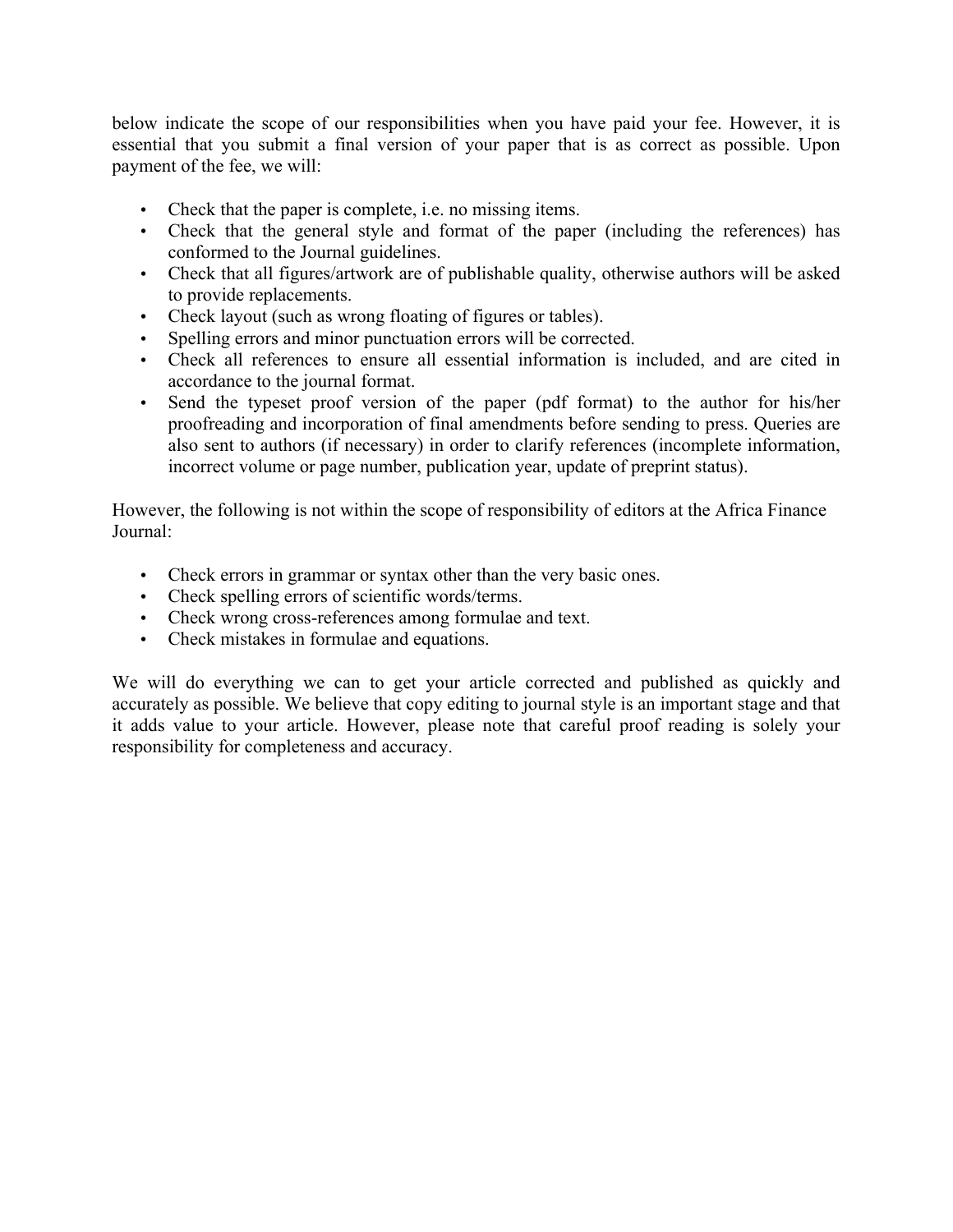below indicate the scope of our responsibilities when you have paid your fee. However, it is essential that you submit a final version of your paper that is as correct as possible. Upon payment of the fee, we will:

- Check that the paper is complete, i.e. no missing items.
- Check that the general style and format of the paper (including the references) has conformed to the Journal guidelines.
- Check that all figures/artwork are of publishable quality, otherwise authors will be asked to provide replacements.
- Check layout (such as wrong floating of figures or tables).
- Spelling errors and minor punctuation errors will be corrected.
- Check all references to ensure all essential information is included, and are cited in accordance to the journal format.
- Send the typeset proof version of the paper (pdf format) to the author for his/her proofreading and incorporation of final amendments before sending to press. Queries are also sent to authors (if necessary) in order to clarify references (incomplete information, incorrect volume or page number, publication year, update of preprint status).

However, the following is not within the scope of responsibility of editors at the Africa Finance Journal:

- Check errors in grammar or syntax other than the very basic ones.
- Check spelling errors of scientific words/terms.
- Check wrong cross-references among formulae and text.
- Check mistakes in formulae and equations.

We will do everything we can to get your article corrected and published as quickly and accurately as possible. We believe that copy editing to journal style is an important stage and that it adds value to your article. However, please note that careful proof reading is solely your responsibility for completeness and accuracy.